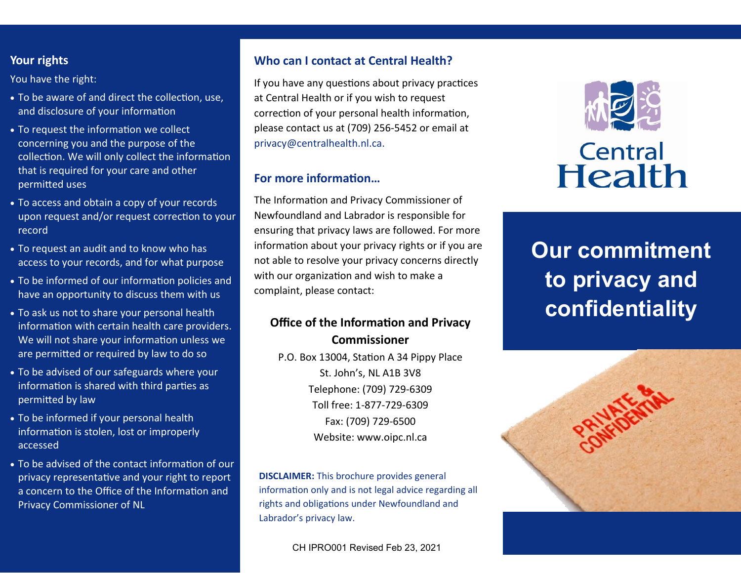## Your rights

You have the right:

- To be aware of and direct the collection, use, and disclosure of your information
- To request the information we collect concerning you and the purpose of the collection. We will only collect the information that is required for your care and other permitted uses
- To access and obtain a copy of your records upon request and/or request correction to your record
- To request an audit and to know who has access to your records, and for what purpose
- To be informed of our information policies and have an opportunity to discuss them with us
- To ask us not to share your personal health information with certain health care providers. We will not share your information unless we are permitted or required by law to do so
- To be advised of our safeguards where your information is shared with third parties as permitted by law
- To be informed if your personal health information is stolen, lost or improperly accessed
- To be advised of the contact information of our privacy representative and your right to report a concern to the Office of the Information and Privacy Commissioner of NL

## Who can I contact at Central Health?

If you have any questions about privacy practices at Central Health or if you wish to request correction of your personal health information, please contact us at (709) 256-5452 or email at privacy@centralhealth.nl.ca.

## For more information…

The Information and Privacy Commissioner of Newfoundland and Labrador is responsible for ensuring that privacy laws are followed. For more information about your privacy rights or if you are not able to resolve your privacy concerns directly with our organization and wish to make a complaint, please contact:

**Office of the Information and Privacy Commissioner**

P.O. Box 13004, Station A 34 Pippy Place
St. John's, NL A1B 3V8
Telephone: (709) 729-6309
Toll free: 1-877-729-6309
Fax: (709) 729-6500
Website: www.oipc.nl.ca

**DISCLAIMER:** This brochure provides general information only and is not legal advice regarding all rights and obligations under Newfoundland and Labrador's privacy law.

CH IPRO001 Revised Feb 23, 2021

Central Health

# Our commitment to privacy and confidentiality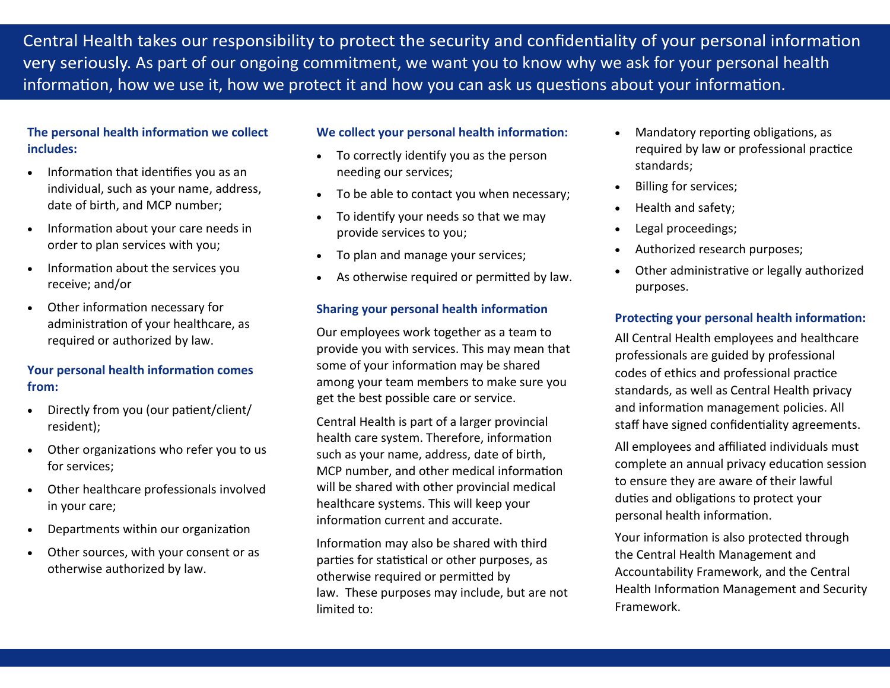Central Health takes our responsibility to protect the security and confidentiality of your personal information very seriously. As part of our ongoing commitment, we want you to know why we ask for your personal health information, how we use it, how we protect it and how you can ask us questions about your information.

### The personal health information we collect includes:

- Information that identifies you as an individual, such as your name, address, date of birth, and MCP number;
- Information about your care needs in order to plan services with you;
- Information about the services you receive; and/or
- Other information necessary for administration of your healthcare, as required or authorized by law.

### Your personal health information comes from:

- Directly from you (our patient/client/resident);
- Other organizations who refer you to us for services;
- Other healthcare professionals involved in your care;
- Departments within our organization
- Other sources, with your consent or as otherwise authorized by law.

### We collect your personal health information:

- To correctly identify you as the person needing our services;
- To be able to contact you when necessary;
- To identify your needs so that we may provide services to you;
- To plan and manage your services;
- As otherwise required or permitted by law.

### Sharing your personal health information

Our employees work together as a team to provide you with services. This may mean that some of your information may be shared among your team members to make sure you get the best possible care or service.

Central Health is part of a larger provincial health care system. Therefore, information such as your name, address, date of birth, MCP number, and other medical information will be shared with other provincial medical healthcare systems. This will keep your information current and accurate.

Information may also be shared with third parties for statistical or other purposes, as otherwise required or permitted by law. These purposes may include, but are not limited to:

- Mandatory reporting obligations, as required by law or professional practice standards;
- Billing for services;
- Health and safety;
- Legal proceedings;
- Authorized research purposes;
- Other administrative or legally authorized purposes.

### Protecting your personal health information:

All Central Health employees and healthcare professionals are guided by professional codes of ethics and professional practice standards, as well as Central Health privacy and information management policies. All staff have signed confidentiality agreements.

All employees and affiliated individuals must complete an annual privacy education session to ensure they are aware of their lawful duties and obligations to protect your personal health information.

Your information is also protected through the Central Health Management and Accountability Framework, and the Central Health Information Management and Security Framework.